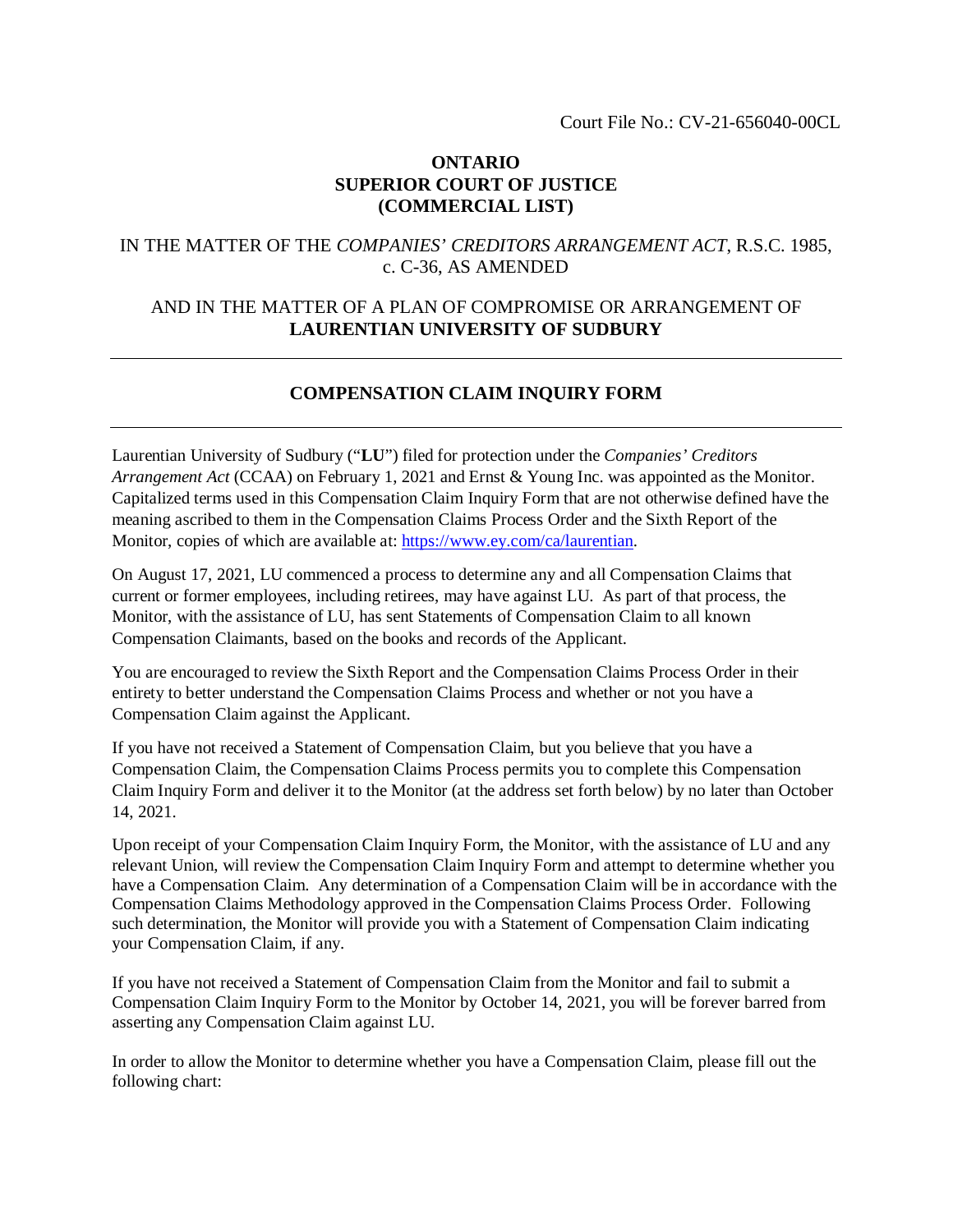Court File No.: CV-21-656040-00CL

**ONTARIO**
**SUPERIOR COURT OF JUSTICE**
**(COMMERCIAL LIST)**

IN THE MATTER OF THE *COMPANIES' CREDITORS ARRANGEMENT ACT*, R.S.C. 1985, c. C-36, AS AMENDED

AND IN THE MATTER OF A PLAN OF COMPROMISE OR ARRANGEMENT OF **LAURENTIAN UNIVERSITY OF SUDBURY**

---

## COMPENSATION CLAIM INQUIRY FORM

---

Laurentian University of Sudbury ("**LU**") filed for protection under the *Companies' Creditors Arrangement Act* (CCAA) on February 1, 2021 and Ernst & Young Inc. was appointed as the Monitor. Capitalized terms used in this Compensation Claim Inquiry Form that are not otherwise defined have the meaning ascribed to them in the Compensation Claims Process Order and the Sixth Report of the Monitor, copies of which are available at: https://www.ey.com/ca/laurentian.

On August 17, 2021, LU commenced a process to determine any and all Compensation Claims that current or former employees, including retirees, may have against LU. As part of that process, the Monitor, with the assistance of LU, has sent Statements of Compensation Claim to all known Compensation Claimants, based on the books and records of the Applicant.

You are encouraged to review the Sixth Report and the Compensation Claims Process Order in their entirety to better understand the Compensation Claims Process and whether or not you have a Compensation Claim against the Applicant.

If you have not received a Statement of Compensation Claim, but you believe that you have a Compensation Claim, the Compensation Claims Process permits you to complete this Compensation Claim Inquiry Form and deliver it to the Monitor (at the address set forth below) by no later than October 14, 2021.

Upon receipt of your Compensation Claim Inquiry Form, the Monitor, with the assistance of LU and any relevant Union, will review the Compensation Claim Inquiry Form and attempt to determine whether you have a Compensation Claim. Any determination of a Compensation Claim will be in accordance with the Compensation Claims Methodology approved in the Compensation Claims Process Order. Following such determination, the Monitor will provide you with a Statement of Compensation Claim indicating your Compensation Claim, if any.

If you have not received a Statement of Compensation Claim from the Monitor and fail to submit a Compensation Claim Inquiry Form to the Monitor by October 14, 2021, you will be forever barred from asserting any Compensation Claim against LU.

In order to allow the Monitor to determine whether you have a Compensation Claim, please fill out the following chart: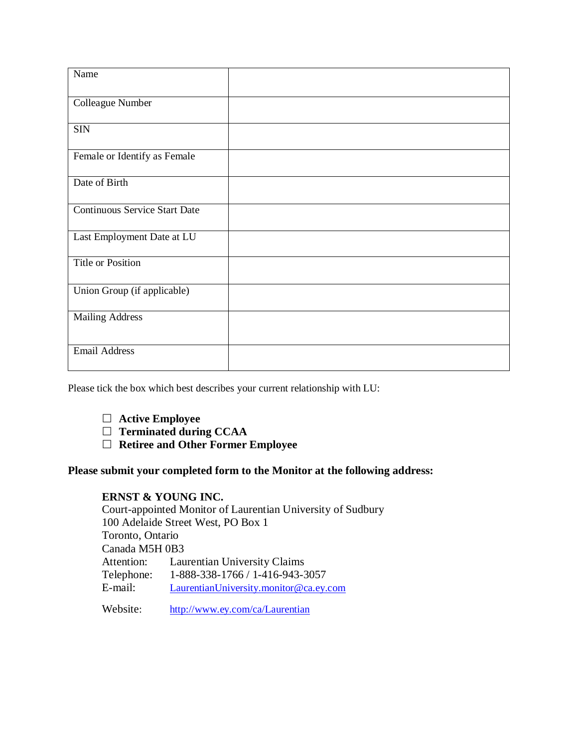| | |
|---|---|
| Name | |
| Colleague Number | |
| SIN | |
| Female or Identify as Female | |
| Date of Birth | |
| Continuous Service Start Date | |
| Last Employment Date at LU | |
| Title or Position | |
| Union Group (if applicable) | |
| Mailing Address | |
| Email Address | |

Please tick the box which best describes your current relationship with LU:

- ☐ **Active Employee**
- ☐ **Terminated during CCAA**
- ☐ **Retiree and Other Former Employee**

**Please submit your completed form to the Monitor at the following address:**

**ERNST & YOUNG INC.**
Court-appointed Monitor of Laurentian University of Sudbury
100 Adelaide Street West, PO Box 1
Toronto, Ontario
Canada M5H 0B3
Attention: Laurentian University Claims
Telephone: 1-888-338-1766 / 1-416-943-3057
E-mail: LaurentianUniversity.monitor@ca.ey.com

Website: http://www.ey.com/ca/Laurentian